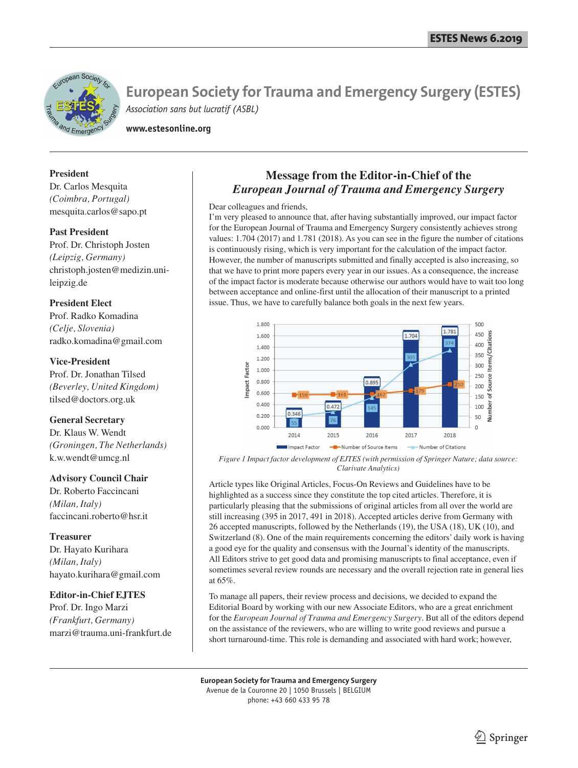# European Society for Trauma and Emergency Surgery (ESTES)

*Association sans but lucratif (ASBL)*

**www.estesonline.org**

**President**
Dr. Carlos Mesquita
*(Coimbra, Portugal)*
mesquita.carlos@sapo.pt

**Past President**
Prof. Dr. Christoph Josten
*(Leipzig, Germany)*
christoph.josten@medizin.uni-leipzig.de

**President Elect**
Prof. Radko Komadina
*(Celje, Slovenia)*
radko.komadina@gmail.com

**Vice-President**
Prof. Dr. Jonathan Tilsed
*(Beverley, United Kingdom)*
tilsed@doctors.org.uk

**General Secretary**
Dr. Klaus W. Wendt
*(Groningen, The Netherlands)*
k.w.wendt@umcg.nl

**Advisory Council Chair**
Dr. Roberto Faccincani
*(Milan, Italy)*
faccincani.roberto@hsr.it

**Treasurer**
Dr. Hayato Kurihara
*(Milan, Italy)*
hayato.kurihara@gmail.com

**Editor-in-Chief EJTES**
Prof. Dr. Ingo Marzi
*(Frankfurt, Germany)*
marzi@trauma.uni-frankfurt.de

## Message from the Editor-in-Chief of the *European Journal of Trauma and Emergency Surgery*

Dear colleagues and friends,

I'm very pleased to announce that, after having substantially improved, our impact factor for the European Journal of Trauma and Emergency Surgery consistently achieves strong values: 1.704 (2017) and 1.781 (2018). As you can see in the figure the number of citations is continuously rising, which is very important for the calculation of the impact factor. However, the number of manuscripts submitted and finally accepted is also increasing, so that we have to print more papers every year in our issues. As a consequence, the increase of the impact factor is moderate because otherwise our authors would have to wait too long between acceptance and online-first until the allocation of their manuscript to a printed issue. Thus, we have to carefully balance both goals in the next few years.

| Year | Impact Factor | Number of Source Items | Number of Citations |
|---|---|---|---|
| 2014 | 0.346 | 159 | 55 |
| 2015 | 0.472 | 161 | 76 |
| 2016 | 0.895 | 162 | 145 |
| 2017 | 1.704 | 179 | 305 |
| 2018 | 1.781 | 210 | 374 |

*Figure 1 Impact factor development of EJTES (with permission of Springer Nature; data source: Clarivate Analytics)*

Article types like Original Articles, Focus-On Reviews and Guidelines have to be highlighted as a success since they constitute the top cited articles. Therefore, it is particularly pleasing that the submissions of original articles from all over the world are still increasing (395 in 2017, 491 in 2018). Accepted articles derive from Germany with 26 accepted manuscripts, followed by the Netherlands (19), the USA (18), UK (10), and Switzerland (8). One of the main requirements concerning the editors' daily work is having a good eye for the quality and consensus with the Journal's identity of the manuscripts. All Editors strive to get good data and promising manuscripts to final acceptance, even if sometimes several review rounds are necessary and the overall rejection rate in general lies at 65%.

To manage all papers, their review process and decisions, we decided to expand the Editorial Board by working with our new Associate Editors, who are a great enrichment for the *European Journal of Trauma and Emergency Surgery*. But all of the editors depend on the assistance of the reviewers, who are willing to write good reviews and pursue a short turnaround-time. This role is demanding and associated with hard work; however,

**European Society for Trauma and Emergency Surgery**
Avenue de la Couronne 20 | 1050 Brussels | BELGIUM
phone: +43 660 433 95 78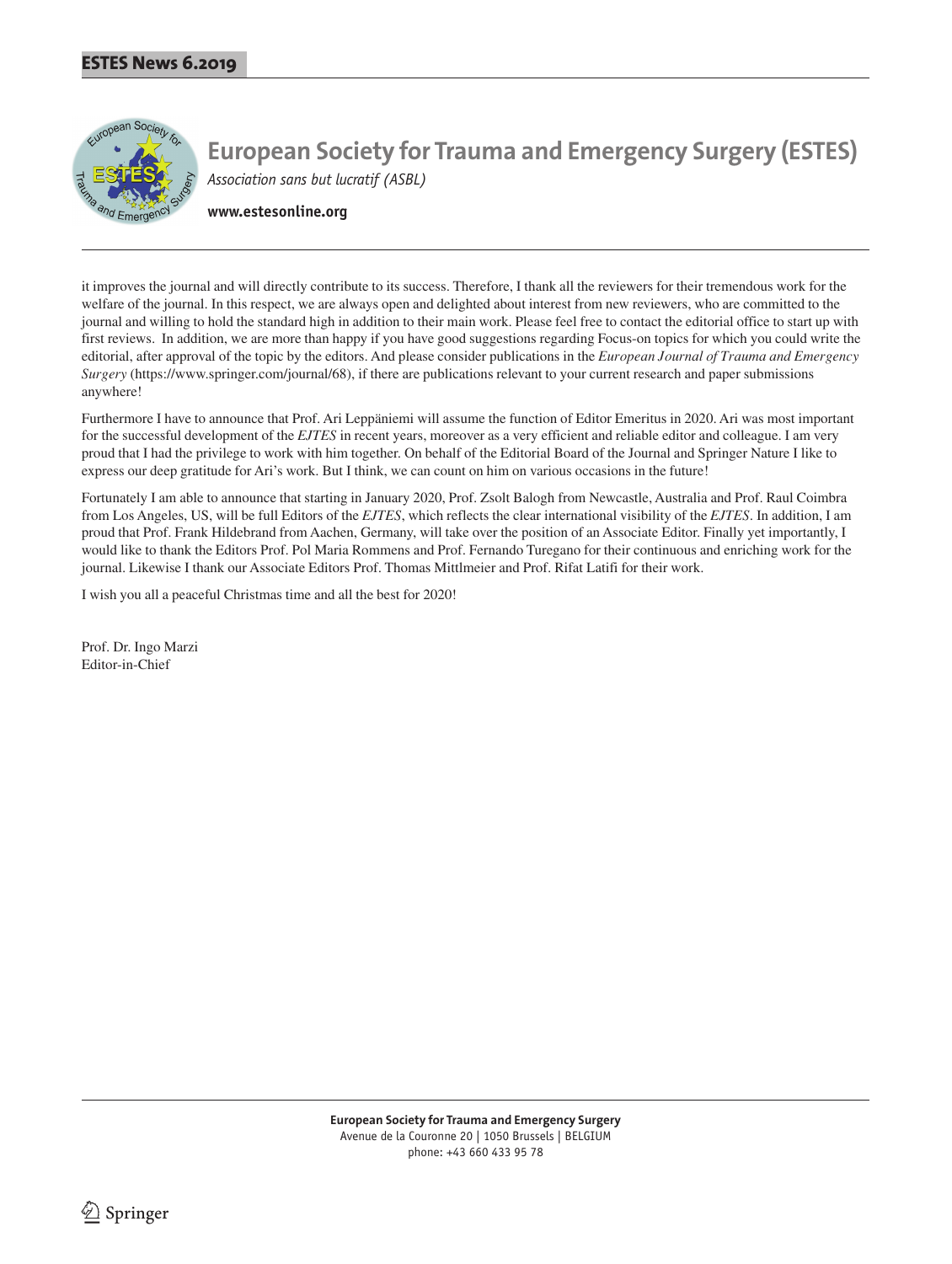it improves the journal and will directly contribute to its success. Therefore, I thank all the reviewers for their tremendous work for the welfare of the journal. In this respect, we are always open and delighted about interest from new reviewers, who are committed to the journal and willing to hold the standard high in addition to their main work. Please feel free to contact the editorial office to start up with first reviews. In addition, we are more than happy if you have good suggestions regarding Focus-on topics for which you could write the editorial, after approval of the topic by the editors. And please consider publications in the *European Journal of Trauma and Emergency Surgery* (https://www.springer.com/journal/68), if there are publications relevant to your current research and paper submissions anywhere!

Furthermore I have to announce that Prof. Ari Leppäniemi will assume the function of Editor Emeritus in 2020. Ari was most important for the successful development of the *EJTES* in recent years, moreover as a very efficient and reliable editor and colleague. I am very proud that I had the privilege to work with him together. On behalf of the Editorial Board of the Journal and Springer Nature I like to express our deep gratitude for Ari's work. But I think, we can count on him on various occasions in the future!

Fortunately I am able to announce that starting in January 2020, Prof. Zsolt Balogh from Newcastle, Australia and Prof. Raul Coimbra from Los Angeles, US, will be full Editors of the *EJTES*, which reflects the clear international visibility of the *EJTES*. In addition, I am proud that Prof. Frank Hildebrand from Aachen, Germany, will take over the position of an Associate Editor. Finally yet importantly, I would like to thank the Editors Prof. Pol Maria Rommens and Prof. Fernando Turegano for their continuous and enriching work for the journal. Likewise I thank our Associate Editors Prof. Thomas Mittlmeier and Prof. Rifat Latifi for their work.

I wish you all a peaceful Christmas time and all the best for 2020!

Prof. Dr. Ingo Marzi
Editor-in-Chief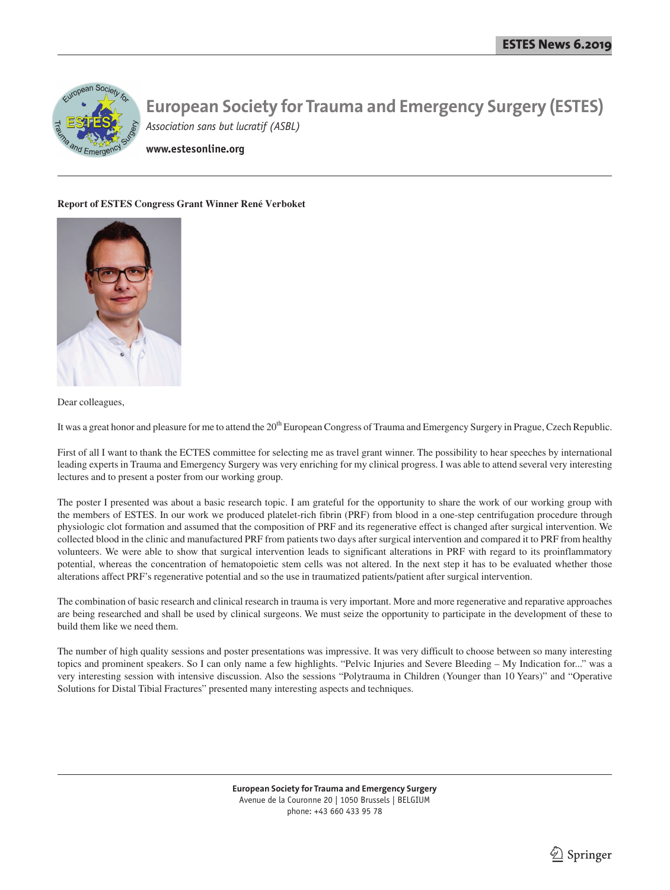# European Society for Trauma and Emergency Surgery (ESTES)

*Association sans but lucratif (ASBL)*

**www.estesonline.org**

**Report of ESTES Congress Grant Winner René Verboket**

Dear colleagues,

It was a great honor and pleasure for me to attend the 20th European Congress of Trauma and Emergency Surgery in Prague, Czech Republic.

First of all I want to thank the ECTES committee for selecting me as travel grant winner. The possibility to hear speeches by international leading experts in Trauma and Emergency Surgery was very enriching for my clinical progress. I was able to attend several very interesting lectures and to present a poster from our working group.

The poster I presented was about a basic research topic. I am grateful for the opportunity to share the work of our working group with the members of ESTES. In our work we produced platelet-rich fibrin (PRF) from blood in a one-step centrifugation procedure through physiologic clot formation and assumed that the composition of PRF and its regenerative effect is changed after surgical intervention. We collected blood in the clinic and manufactured PRF from patients two days after surgical intervention and compared it to PRF from healthy volunteers. We were able to show that surgical intervention leads to significant alterations in PRF with regard to its proinflammatory potential, whereas the concentration of hematopoietic stem cells was not altered. In the next step it has to be evaluated whether those alterations affect PRF's regenerative potential and so the use in traumatized patients/patient after surgical intervention.

The combination of basic research and clinical research in trauma is very important. More and more regenerative and reparative approaches are being researched and shall be used by clinical surgeons. We must seize the opportunity to participate in the development of these to build them like we need them.

The number of high quality sessions and poster presentations was impressive. It was very difficult to choose between so many interesting topics and prominent speakers. So I can only name a few highlights. "Pelvic Injuries and Severe Bleeding – My Indication for..." was a very interesting session with intensive discussion. Also the sessions "Polytrauma in Children (Younger than 10 Years)" and "Operative Solutions for Distal Tibial Fractures" presented many interesting aspects and techniques.

**European Society for Trauma and Emergency Surgery**
Avenue de la Couronne 20 | 1050 Brussels | BELGIUM
phone: +43 660 433 95 78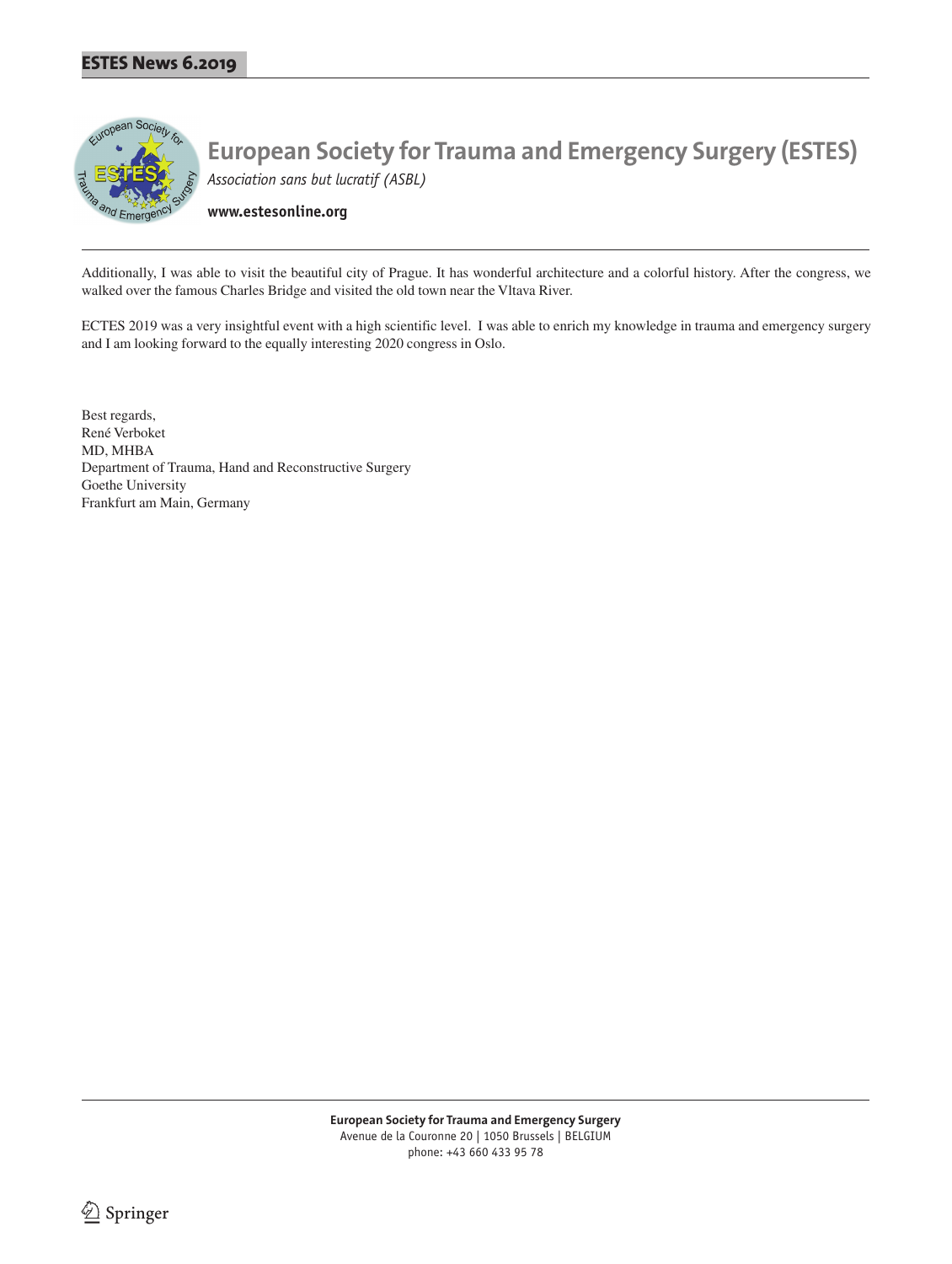Additionally, I was able to visit the beautiful city of Prague. It has wonderful architecture and a colorful history. After the congress, we walked over the famous Charles Bridge and visited the old town near the Vltava River.

ECTES 2019 was a very insightful event with a high scientific level. I was able to enrich my knowledge in trauma and emergency surgery and I am looking forward to the equally interesting 2020 congress in Oslo.

Best regards,
René Verboket
MD, MHBA
Department of Trauma, Hand and Reconstructive Surgery
Goethe University
Frankfurt am Main, Germany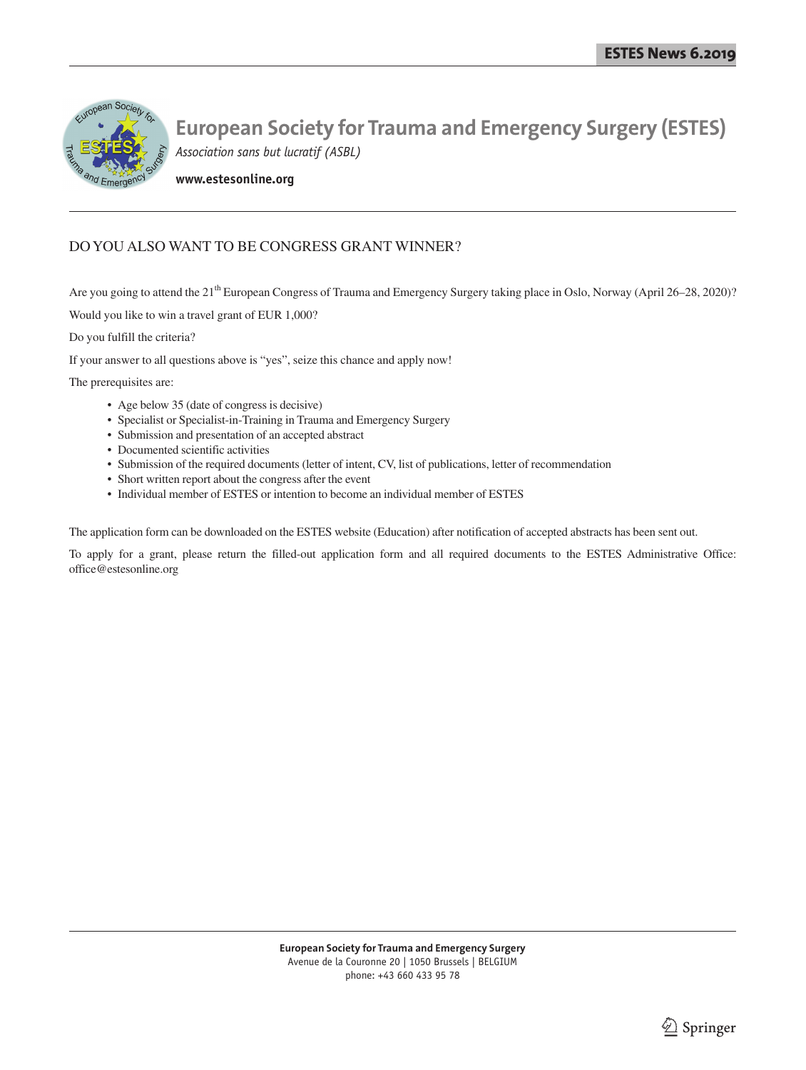# European Society for Trauma and Emergency Surgery (ESTES)

*Association sans but lucratif (ASBL)*

**www.estesonline.org**

## DO YOU ALSO WANT TO BE CONGRESS GRANT WINNER?

Are you going to attend the 21th European Congress of Trauma and Emergency Surgery taking place in Oslo, Norway (April 26–28, 2020)?

Would you like to win a travel grant of EUR 1,000?

Do you fulfill the criteria?

If your answer to all questions above is "yes", seize this chance and apply now!

The prerequisites are:

- Age below 35 (date of congress is decisive)
- Specialist or Specialist-in-Training in Trauma and Emergency Surgery
- Submission and presentation of an accepted abstract
- Documented scientific activities
- Submission of the required documents (letter of intent, CV, list of publications, letter of recommendation
- Short written report about the congress after the event
- Individual member of ESTES or intention to become an individual member of ESTES

The application form can be downloaded on the ESTES website (Education) after notification of accepted abstracts has been sent out.

To apply for a grant, please return the filled-out application form and all required documents to the ESTES Administrative Office: office@estesonline.org

**European Society for Trauma and Emergency Surgery**
Avenue de la Couronne 20 | 1050 Brussels | BELGIUM
phone: +43 660 433 95 78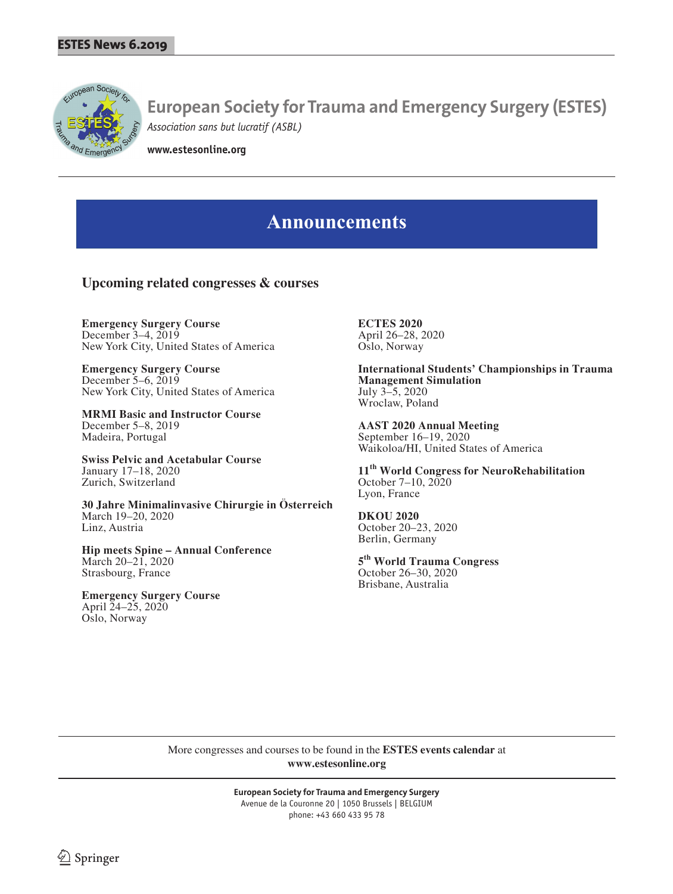# European Society for Trauma and Emergency Surgery (ESTES)

*Association sans but lucratif (ASBL)*

**www.estesonline.org**

## Announcements

### Upcoming related congresses & courses

**Emergency Surgery Course**
December 3–4, 2019
New York City, United States of America

**Emergency Surgery Course**
December 5–6, 2019
New York City, United States of America

**MRMI Basic and Instructor Course**
December 5–8, 2019
Madeira, Portugal

**Swiss Pelvic and Acetabular Course**
January 17–18, 2020
Zurich, Switzerland

**30 Jahre Minimalinvasive Chirurgie in Österreich**
March 19–20, 2020
Linz, Austria

**Hip meets Spine – Annual Conference**
March 20–21, 2020
Strasbourg, France

**Emergency Surgery Course**
April 24–25, 2020
Oslo, Norway

**ECTES 2020**
April 26–28, 2020
Oslo, Norway

**International Students' Championships in Trauma Management Simulation**
July 3–5, 2020
Wroclaw, Poland

**AAST 2020 Annual Meeting**
September 16–19, 2020
Waikoloa/HI, United States of America

**11th World Congress for NeuroRehabilitation**
October 7–10, 2020
Lyon, France

**DKOU 2020**
October 20–23, 2020
Berlin, Germany

**5th World Trauma Congress**
October 26–30, 2020
Brisbane, Australia

More congresses and courses to be found in the **ESTES events calendar** at
**www.estesonline.org**

**European Society for Trauma and Emergency Surgery**
Avenue de la Couronne 20 | 1050 Brussels | BELGIUM
phone: +43 660 433 95 78